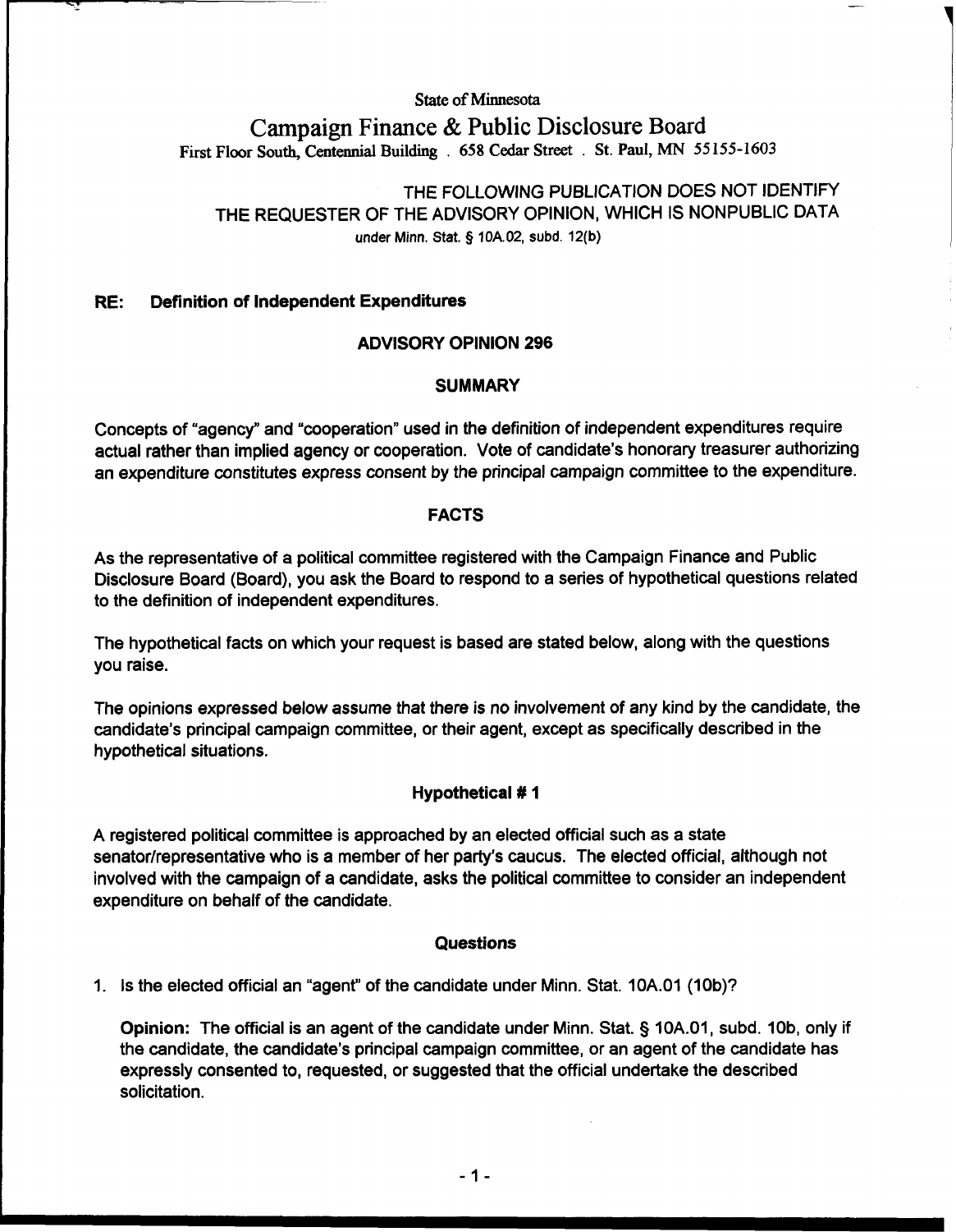State of Minnesota

# Campaign Finance & Public Disclosure Board

First Floor South, Centennial Building . 658 Cedar Street . St. Paul, MN 55155-1603

THE FOLLOWING PUBLICATION DOES NOT IDENTIFY THE REQUESTER OF THE ADVISORY OPINION, WHICH IS NONPUBLIC DATA

under Minn. Stat. § 10A.02, subd. 12(b)

**RE: Definition of Independent Expenditures**

## ADVISORY OPINION 296

### SUMMARY

Concepts of "agency" and "cooperation" used in the definition of independent expenditures require actual rather than implied agency or cooperation. Vote of candidate's honorary treasurer authorizing an expenditure constitutes express consent by the principal campaign committee to the expenditure.

### FACTS

As the representative of a political committee registered with the Campaign Finance and Public Disclosure Board (Board), you ask the Board to respond to a series of hypothetical questions related to the definition of independent expenditures.

The hypothetical facts on which your request is based are stated below, along with the questions you raise.

The opinions expressed below assume that there is no involvement of any kind by the candidate, the candidate's principal campaign committee, or their agent, except as specifically described in the hypothetical situations.

### Hypothetical # 1

A registered political committee is approached by an elected official such as a state senator/representative who is a member of her party's caucus. The elected official, although not involved with the campaign of a candidate, asks the political committee to consider an independent expenditure on behalf of the candidate.

### Questions

1. Is the elected official an "agent" of the candidate under Minn. Stat. 10A.01 (10b)?

   **Opinion:** The official is an agent of the candidate under Minn. Stat. § 10A.01, subd. 10b, only if the candidate, the candidate's principal campaign committee, or an agent of the candidate has expressly consented to, requested, or suggested that the official undertake the described solicitation.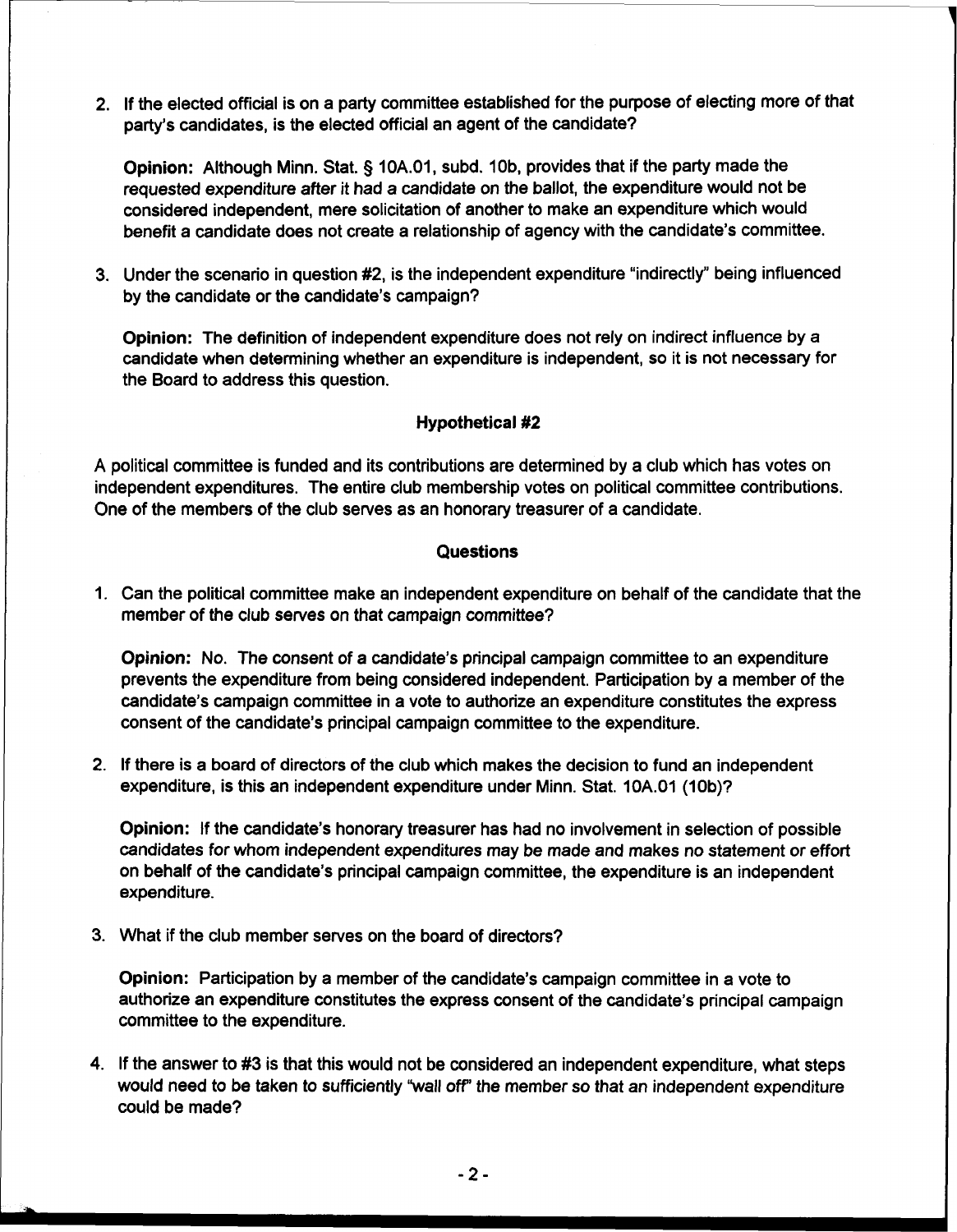2. If the elected official is on a party committee established for the purpose of electing more of that party's candidates, is the elected official an agent of the candidate?

   **Opinion:** Although Minn. Stat. § 10A.01, subd. 10b, provides that if the party made the requested expenditure after it had a candidate on the ballot, the expenditure would not be considered independent, mere solicitation of another to make an expenditure which would benefit a candidate does not create a relationship of agency with the candidate's committee.

3. Under the scenario in question #2, is the independent expenditure "indirectly" being influenced by the candidate or the candidate's campaign?

   **Opinion:** The definition of independent expenditure does not rely on indirect influence by a candidate when determining whether an expenditure is independent, so it is not necessary for the Board to address this question.

### Hypothetical #2

A political committee is funded and its contributions are determined by a club which has votes on independent expenditures. The entire club membership votes on political committee contributions. One of the members of the club serves as an honorary treasurer of a candidate.

### Questions

1. Can the political committee make an independent expenditure on behalf of the candidate that the member of the club serves on that campaign committee?

   **Opinion:** No. The consent of a candidate's principal campaign committee to an expenditure prevents the expenditure from being considered independent. Participation by a member of the candidate's campaign committee in a vote to authorize an expenditure constitutes the express consent of the candidate's principal campaign committee to the expenditure.

2. If there is a board of directors of the club which makes the decision to fund an independent expenditure, is this an independent expenditure under Minn. Stat. 10A.01 (10b)?

   **Opinion:** If the candidate's honorary treasurer has had no involvement in selection of possible candidates for whom independent expenditures may be made and makes no statement or effort on behalf of the candidate's principal campaign committee, the expenditure is an independent expenditure.

3. What if the club member serves on the board of directors?

   **Opinion:** Participation by a member of the candidate's campaign committee in a vote to authorize an expenditure constitutes the express consent of the candidate's principal campaign committee to the expenditure.

4. If the answer to #3 is that this would not be considered an independent expenditure, what steps would need to be taken to sufficiently "wall off" the member so that an independent expenditure could be made?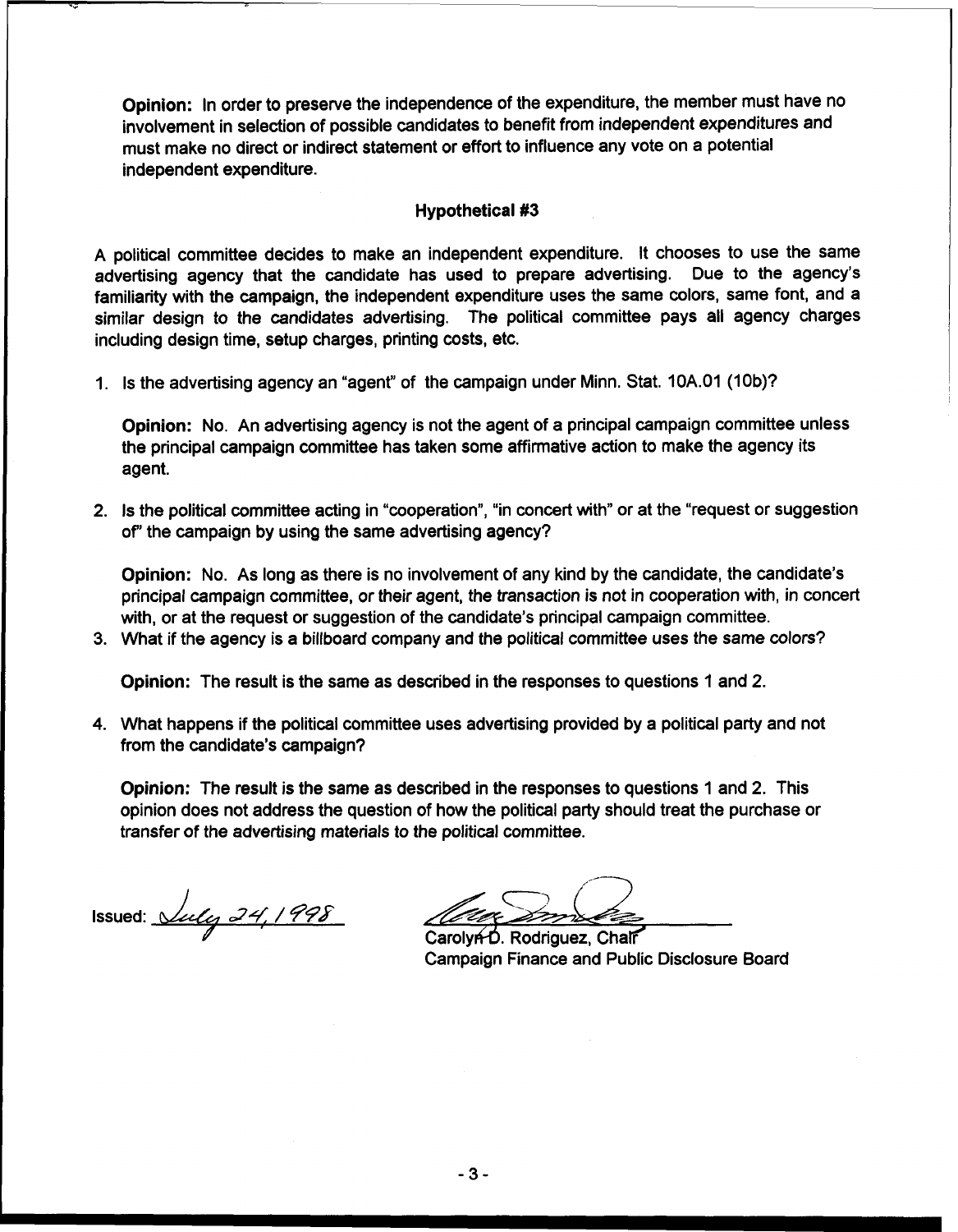**Opinion:** In order to preserve the independence of the expenditure, the member must have no involvement in selection of possible candidates to benefit from independent expenditures and must make no direct or indirect statement or effort to influence any vote on a potential independent expenditure.

### Hypothetical #3

A political committee decides to make an independent expenditure. It chooses to use the same advertising agency that the candidate has used to prepare advertising. Due to the agency's familiarity with the campaign, the independent expenditure uses the same colors, same font, and a similar design to the candidates advertising. The political committee pays all agency charges including design time, setup charges, printing costs, etc.

1. Is the advertising agency an "agent" of the campaign under Minn. Stat. 10A.01 (10b)?

   **Opinion:** No. An advertising agency is not the agent of a principal campaign committee unless the principal campaign committee has taken some affirmative action to make the agency its agent.

2. Is the political committee acting in "cooperation", "in concert with" or at the "request or suggestion of" the campaign by using the same advertising agency?

   **Opinion:** No. As long as there is no involvement of any kind by the candidate, the candidate's principal campaign committee, or their agent, the transaction is not in cooperation with, in concert with, or at the request or suggestion of the candidate's principal campaign committee.

3. What if the agency is a billboard company and the political committee uses the same colors?

   **Opinion:** The result is the same as described in the responses to questions 1 and 2.

4. What happens if the political committee uses advertising provided by a political party and not from the candidate's campaign?

   **Opinion:** The result is the same as described in the responses to questions 1 and 2. This opinion does not address the question of how the political party should treat the purchase or transfer of the advertising materials to the political committee.

Issued: July 24, 1998

Carolyn D. Rodriguez, Chair
Campaign Finance and Public Disclosure Board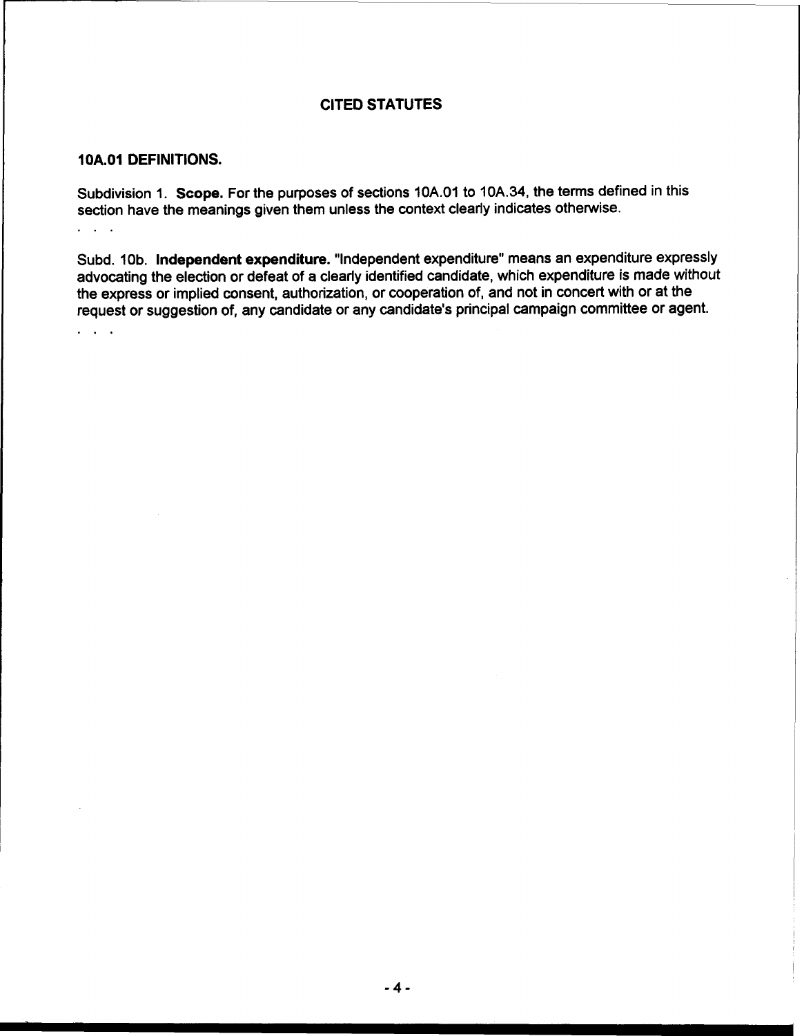## CITED STATUTES

### 10A.01 DEFINITIONS.

Subdivision 1. **Scope.** For the purposes of sections 10A.01 to 10A.34, the terms defined in this section have the meanings given them unless the context clearly indicates otherwise.

. . .

Subd. 10b. **Independent expenditure.** "Independent expenditure" means an expenditure expressly advocating the election or defeat of a clearly identified candidate, which expenditure is made without the express or implied consent, authorization, or cooperation of, and not in concert with or at the request or suggestion of, any candidate or any candidate's principal campaign committee or agent.

. . .